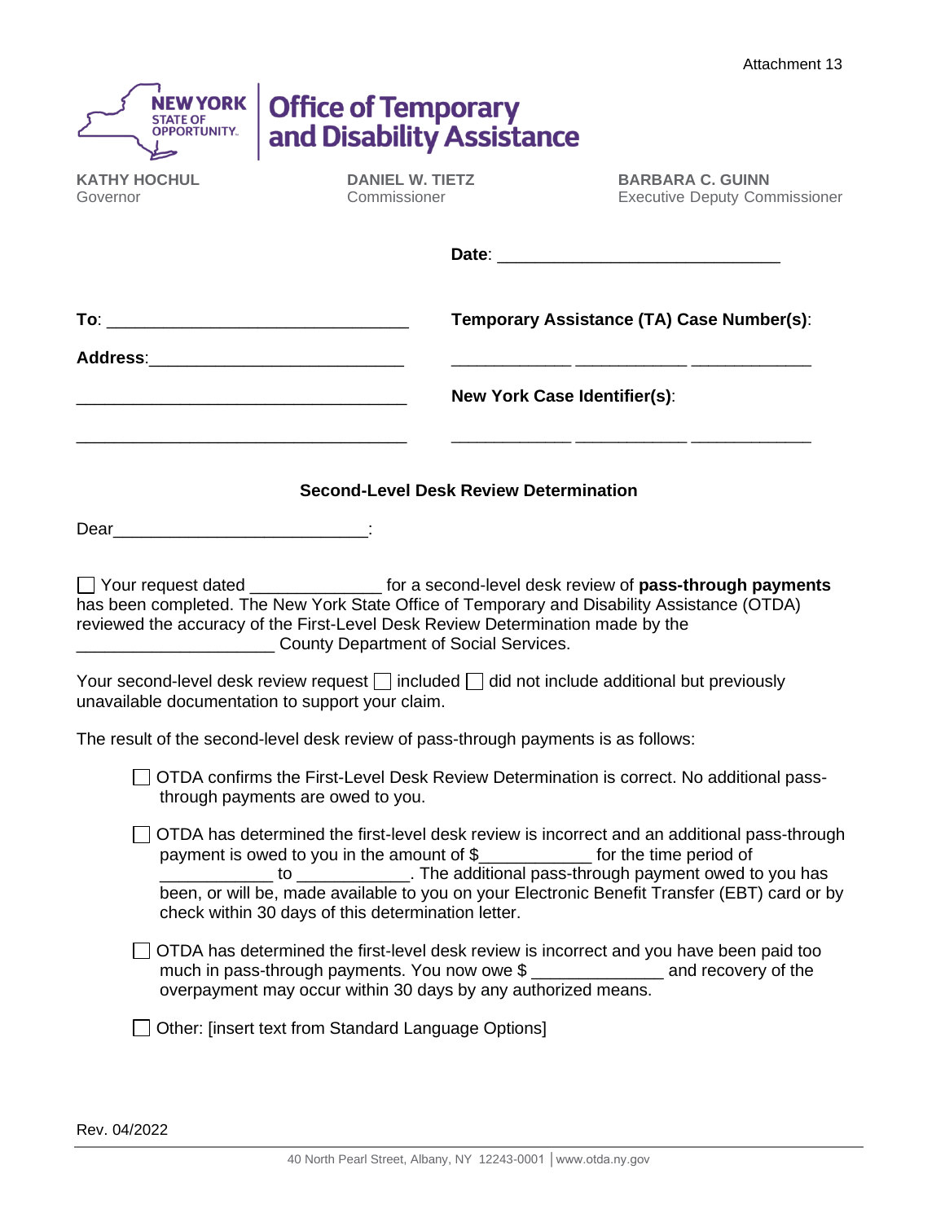Attachment 13

**NEW YORK STATE OF OPPORTUNITY.** | **Office of Temporary and Disability Assistance**

**KATHY HOCHUL**
Governor

**DANIEL W. TIETZ**
Commissioner

**BARBARA C. GUINN**
Executive Deputy Commissioner

**Date**: ______________________________

**To**: ________________________________

**Address**:___________________________

___________________________________

___________________________________

**Temporary Assistance (TA) Case Number(s)**:

____________ ____________ ____________

**New York Case Identifier(s)**:

____________ ____________ ____________

### Second-Level Desk Review Determination

Dear__________________________:

☐ Your request dated _____________ for a second-level desk review of **pass-through payments** has been completed. The New York State Office of Temporary and Disability Assistance (OTDA) reviewed the accuracy of the First-Level Desk Review Determination made by the ____________________ County Department of Social Services.

Your second-level desk review request ☐ included ☐ did not include additional but previously unavailable documentation to support your claim.

The result of the second-level desk review of pass-through payments is as follows:

☐ OTDA confirms the First-Level Desk Review Determination is correct. No additional pass-through payments are owed to you.

☐ OTDA has determined the first-level desk review is incorrect and an additional pass-through payment is owed to you in the amount of $___________ for the time period of ___________ to ___________. The additional pass-through payment owed to you has been, or will be, made available to you on your Electronic Benefit Transfer (EBT) card or by check within 30 days of this determination letter.

☐ OTDA has determined the first-level desk review is incorrect and you have been paid too much in pass-through payments. You now owe $ _____________ and recovery of the overpayment may occur within 30 days by any authorized means.

☐ Other: [insert text from Standard Language Options]

Rev. 04/2022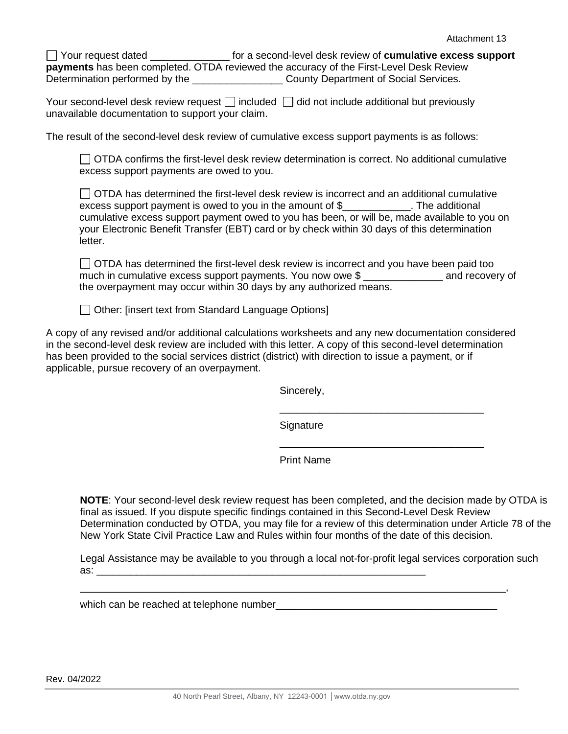Attachment 13

☐ Your request dated ______________ for a second-level desk review of **cumulative excess support payments** has been completed. OTDA reviewed the accuracy of the First-Level Desk Review Determination performed by the ________________ County Department of Social Services.

Your second-level desk review request ☐ included ☐ did not include additional but previously unavailable documentation to support your claim.

The result of the second-level desk review of cumulative excess support payments is as follows:

☐ OTDA confirms the first-level desk review determination is correct. No additional cumulative excess support payments are owed to you.

☐ OTDA has determined the first-level desk review is incorrect and an additional cumulative excess support payment is owed to you in the amount of $____________. The additional cumulative excess support payment owed to you has been, or will be, made available to you on your Electronic Benefit Transfer (EBT) card or by check within 30 days of this determination letter.

☐ OTDA has determined the first-level desk review is incorrect and you have been paid too much in cumulative excess support payments. You now owe $ ______________ and recovery of the overpayment may occur within 30 days by any authorized means.

☐ Other: [insert text from Standard Language Options]

A copy of any revised and/or additional calculations worksheets and any new documentation considered in the second-level desk review are included with this letter. A copy of this second-level determination has been provided to the social services district (district) with direction to issue a payment, or if applicable, pursue recovery of an overpayment.

Sincerely,

____________________________________

Signature

____________________________________

Print Name

**NOTE**: Your second-level desk review request has been completed, and the decision made by OTDA is final as issued. If you dispute specific findings contained in this Second-Level Desk Review Determination conducted by OTDA, you may file for a review of this determination under Article 78 of the New York State Civil Practice Law and Rules within four months of the date of this decision.

Legal Assistance may be available to you through a local not-for-profit legal services corporation such as: ____________________________________________________________

______________________________________________________________________________,

which can be reached at telephone number_______________________________________

Rev. 04/2022

40 North Pearl Street, Albany, NY 12243-0001 │www.otda.ny.gov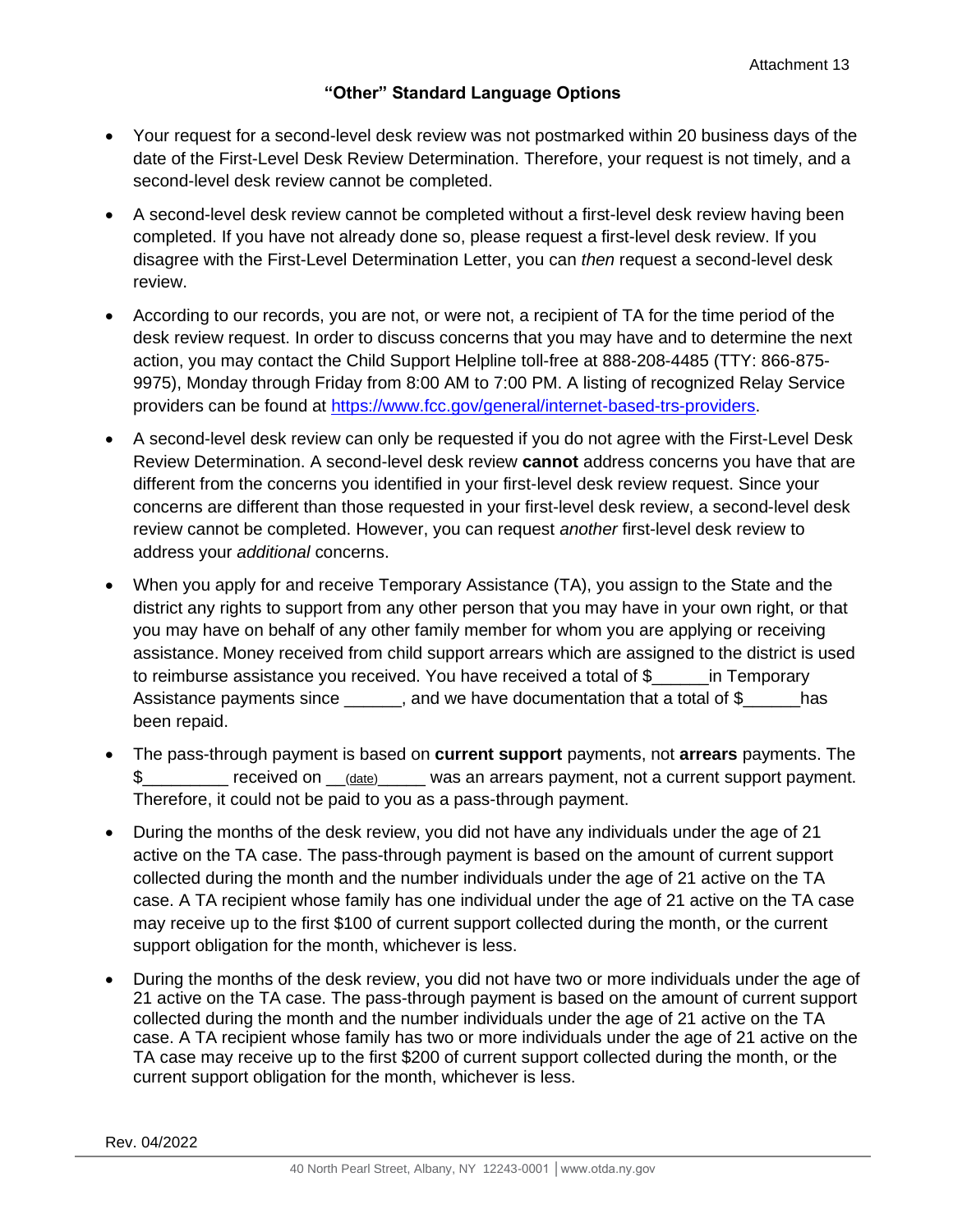Attachment 13

## "Other" Standard Language Options

- Your request for a second-level desk review was not postmarked within 20 business days of the date of the First-Level Desk Review Determination. Therefore, your request is not timely, and a second-level desk review cannot be completed.
- A second-level desk review cannot be completed without a first-level desk review having been completed. If you have not already done so, please request a first-level desk review. If you disagree with the First-Level Determination Letter, you can *then* request a second-level desk review.
- According to our records, you are not, or were not, a recipient of TA for the time period of the desk review request. In order to discuss concerns that you may have and to determine the next action, you may contact the Child Support Helpline toll-free at 888-208-4485 (TTY: 866-875-9975), Monday through Friday from 8:00 AM to 7:00 PM. A listing of recognized Relay Service providers can be found at [https://www.fcc.gov/general/internet-based-trs-providers](https://www.fcc.gov/general/internet-based-trs-providers).
- A second-level desk review can only be requested if you do not agree with the First-Level Desk Review Determination. A second-level desk review **cannot** address concerns you have that are different from the concerns you identified in your first-level desk review request. Since your concerns are different than those requested in your first-level desk review, a second-level desk review cannot be completed. However, you can request *another* first-level desk review to address your *additional* concerns.
- When you apply for and receive Temporary Assistance (TA), you assign to the State and the district any rights to support from any other person that you may have in your own right, or that you may have on behalf of any other family member for whom you are applying or receiving assistance. Money received from child support arrears which are assigned to the district is used to reimburse assistance you received. You have received a total of $______in Temporary Assistance payments since ______, and we have documentation that a total of $______has been repaid.
- The pass-through payment is based on **current support** payments, not **arrears** payments. The $_________ received on __(date)_____ was an arrears payment, not a current support payment. Therefore, it could not be paid to you as a pass-through payment.
- During the months of the desk review, you did not have any individuals under the age of 21 active on the TA case. The pass-through payment is based on the amount of current support collected during the month and the number individuals under the age of 21 active on the TA case. A TA recipient whose family has one individual under the age of 21 active on the TA case may receive up to the first $100 of current support collected during the month, or the current support obligation for the month, whichever is less.
- During the months of the desk review, you did not have two or more individuals under the age of 21 active on the TA case. The pass-through payment is based on the amount of current support collected during the month and the number individuals under the age of 21 active on the TA case. A TA recipient whose family has two or more individuals under the age of 21 active on the TA case may receive up to the first $200 of current support collected during the month, or the current support obligation for the month, whichever is less.

Rev. 04/2022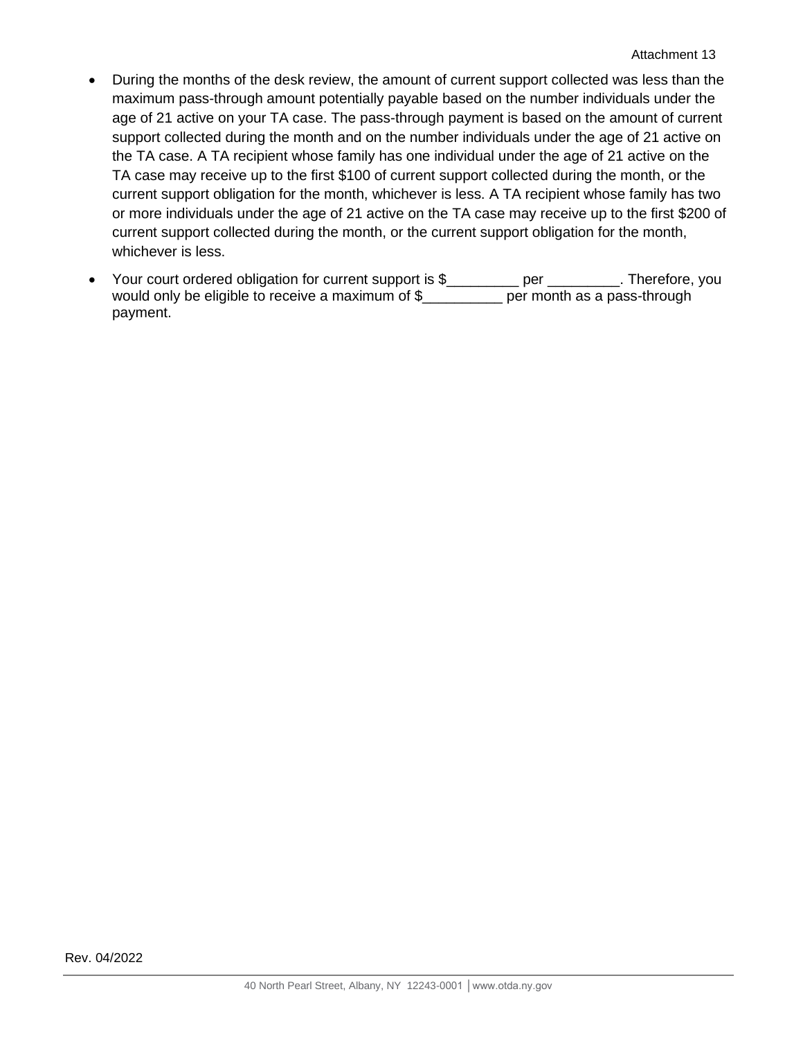- During the months of the desk review, the amount of current support collected was less than the maximum pass-through amount potentially payable based on the number individuals under the age of 21 active on your TA case. The pass-through payment is based on the amount of current support collected during the month and on the number individuals under the age of 21 active on the TA case. A TA recipient whose family has one individual under the age of 21 active on the TA case may receive up to the first $100 of current support collected during the month, or the current support obligation for the month, whichever is less. A TA recipient whose family has two or more individuals under the age of 21 active on the TA case may receive up to the first $200 of current support collected during the month, or the current support obligation for the month, whichever is less.
- Your court ordered obligation for current support is $_________ per _________. Therefore, you would only be eligible to receive a maximum of $__________ per month as a pass-through payment.

Rev. 04/2022